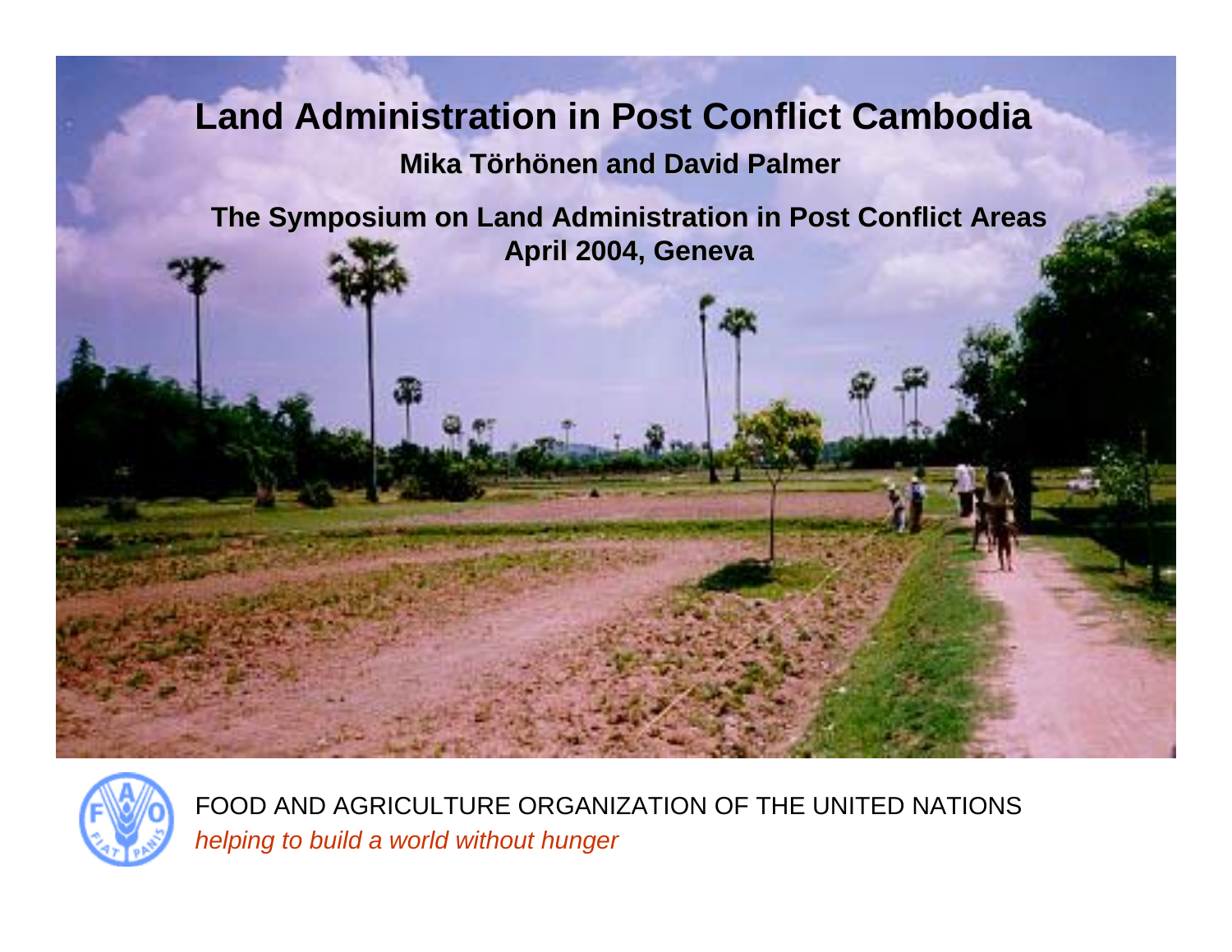# Land Administration in Post Conflict Cambodia

**Mika Törhönen and David Palmer**

**The Symposium on Land Administration in Post Conflict Areas**
**April 2004, Geneva**

FOOD AND AGRICULTURE ORGANIZATION OF THE UNITED NATIONS
*helping to build a world without hunger*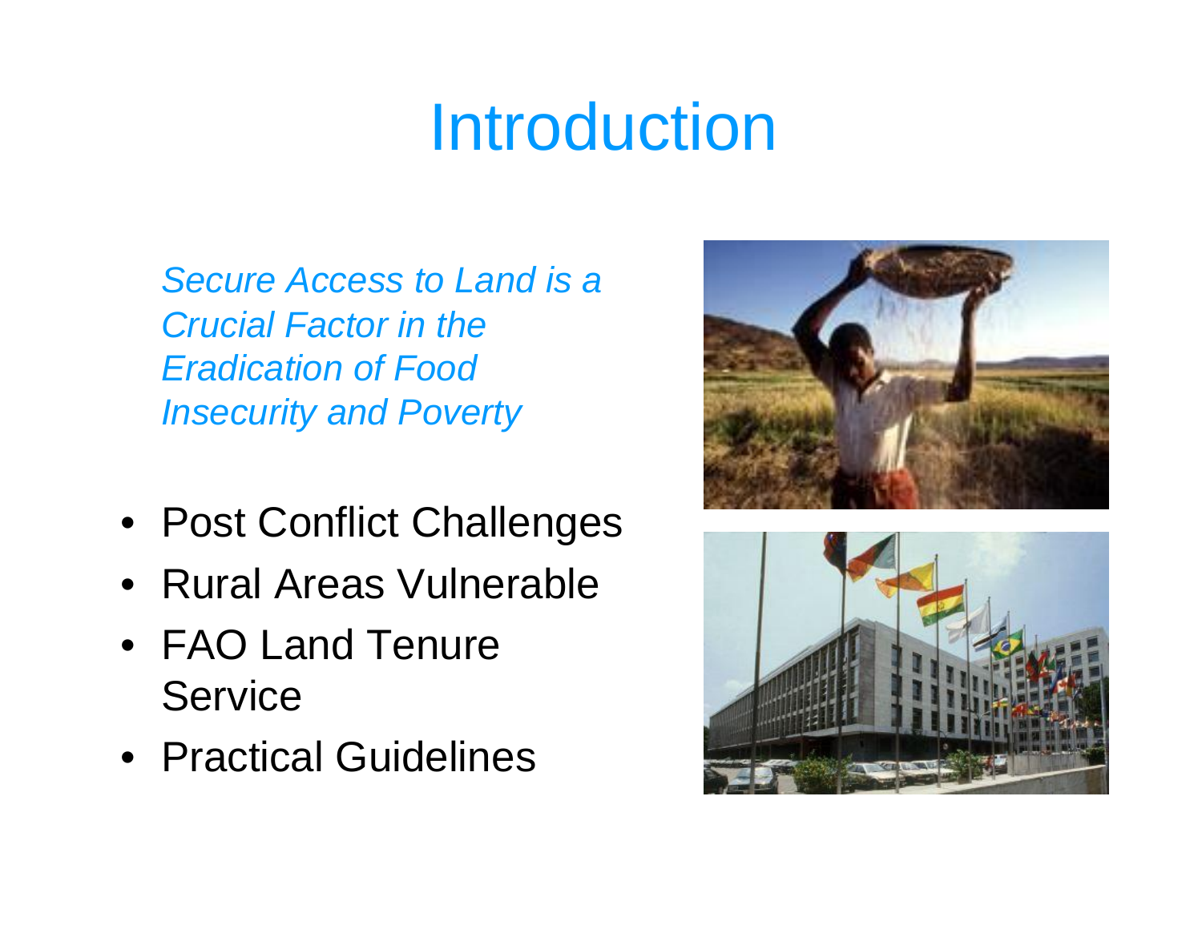# Introduction

*Secure Access to Land is a Crucial Factor in the Eradication of Food Insecurity and Poverty*

- Post Conflict Challenges
- Rural Areas Vulnerable
- FAO Land Tenure Service
- Practical Guidelines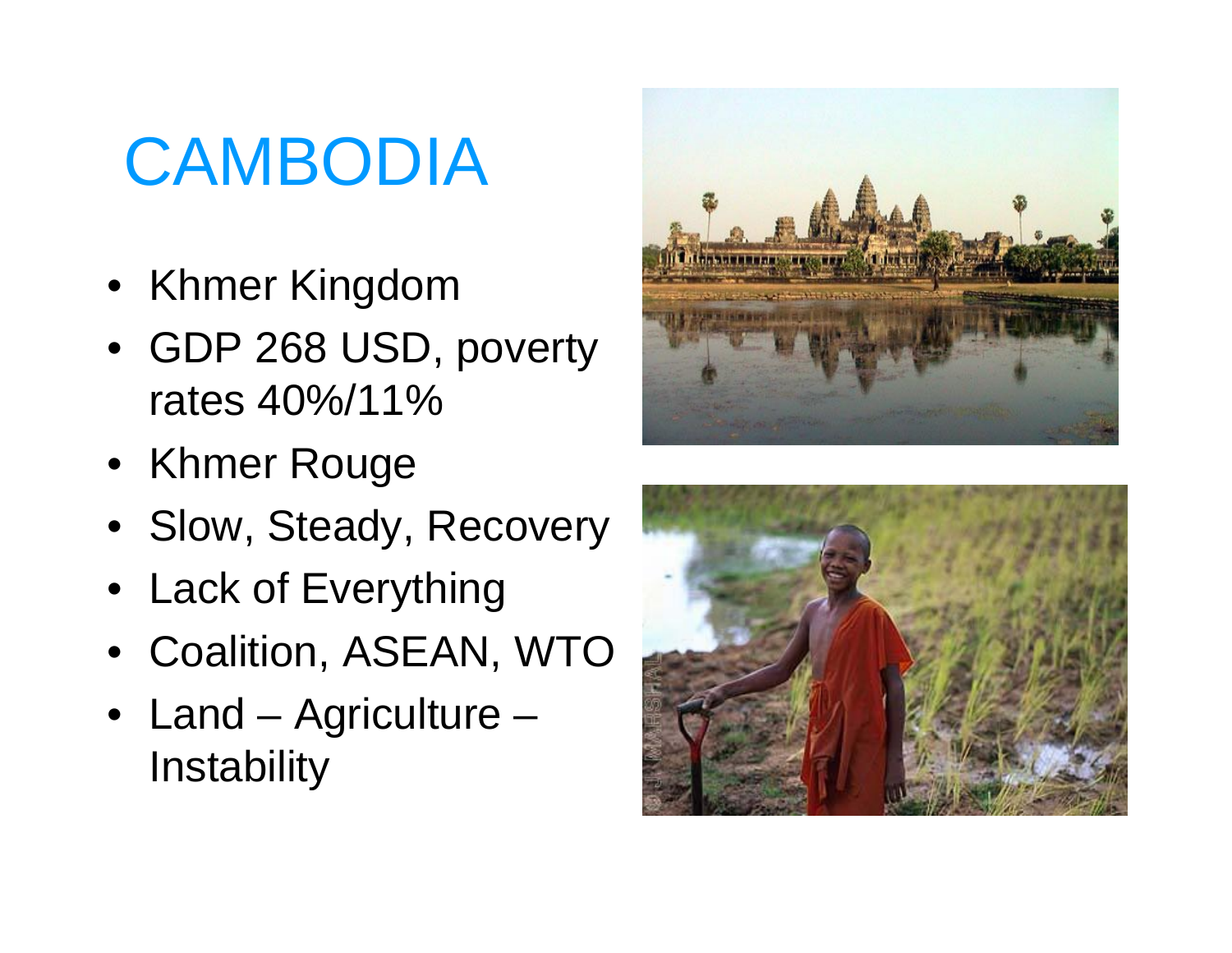# CAMBODIA

- Khmer Kingdom
- GDP 268 USD, poverty rates 40%/11%
- Khmer Rouge
- Slow, Steady, Recovery
- Lack of Everything
- Coalition, ASEAN, WTO
- Land – Agriculture – Instability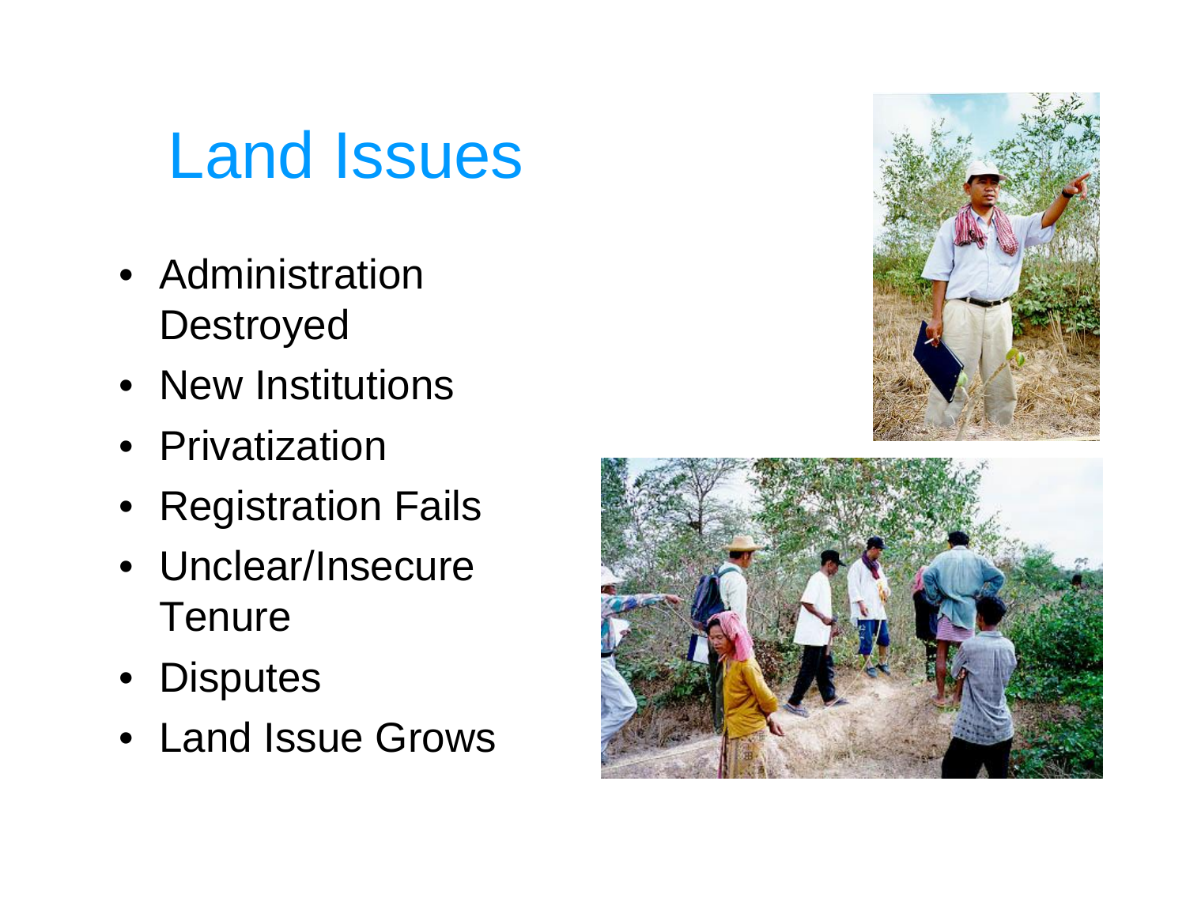# Land Issues

- Administration Destroyed
- New Institutions
- Privatization
- Registration Fails
- Unclear/Insecure Tenure
- Disputes
- Land Issue Grows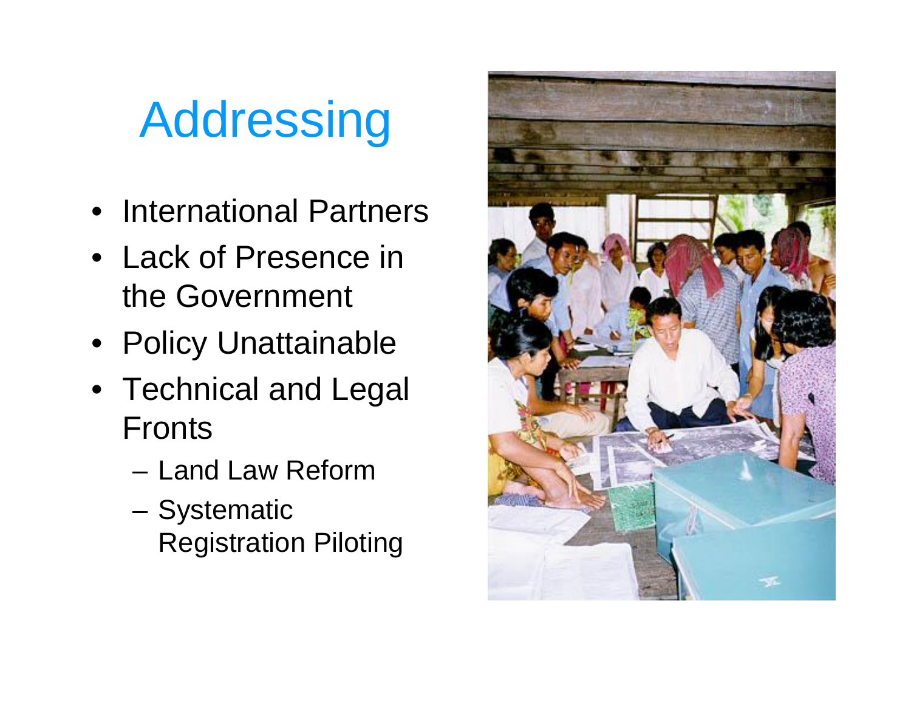# Addressing

- International Partners
- Lack of Presence in the Government
- Policy Unattainable
- Technical and Legal Fronts
  - Land Law Reform
  - Systematic Registration Piloting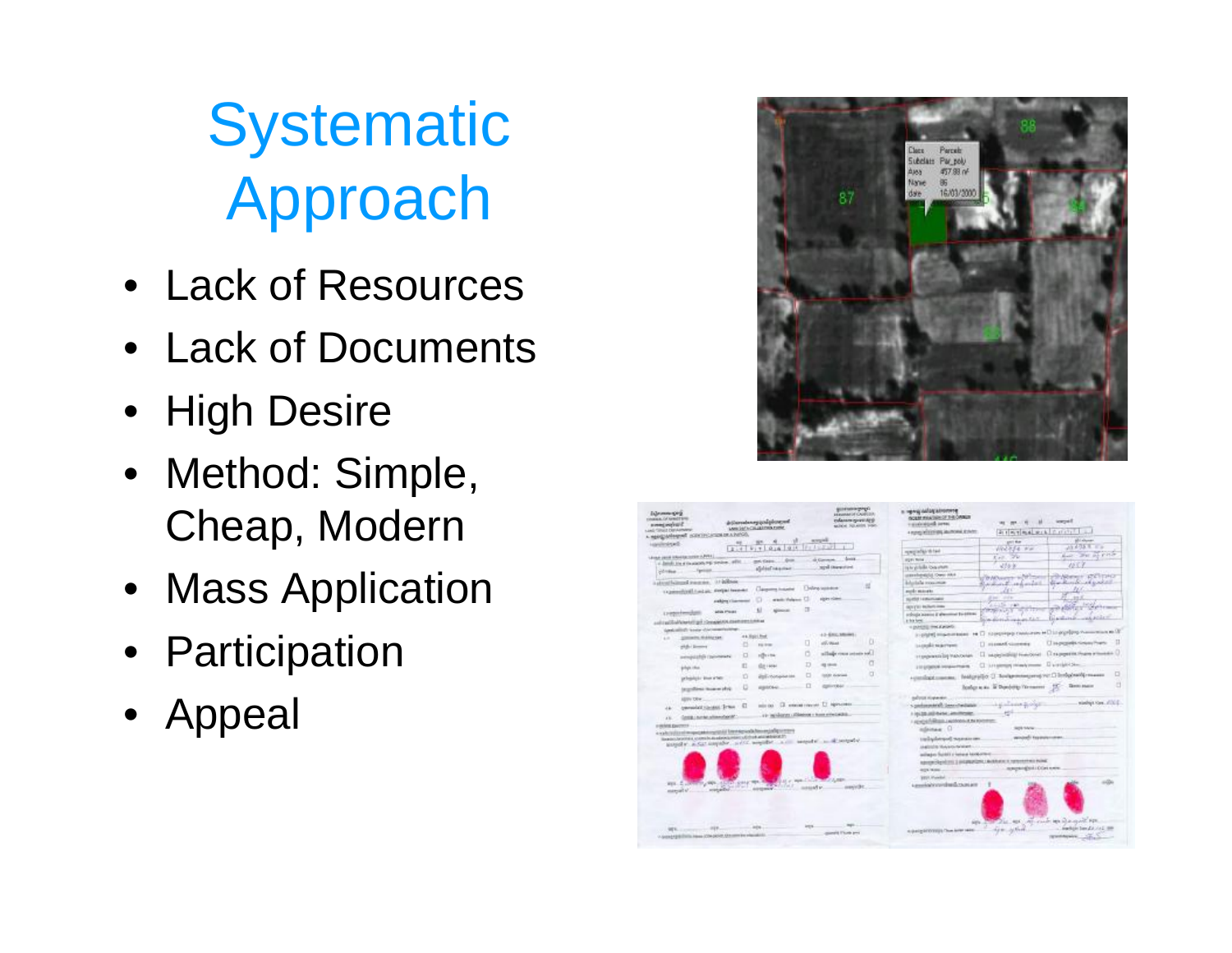# Systematic Approach

- Lack of Resources
- Lack of Documents
- High Desire
- Method: Simple, Cheap, Modern
- Mass Application
- Participation
- Appeal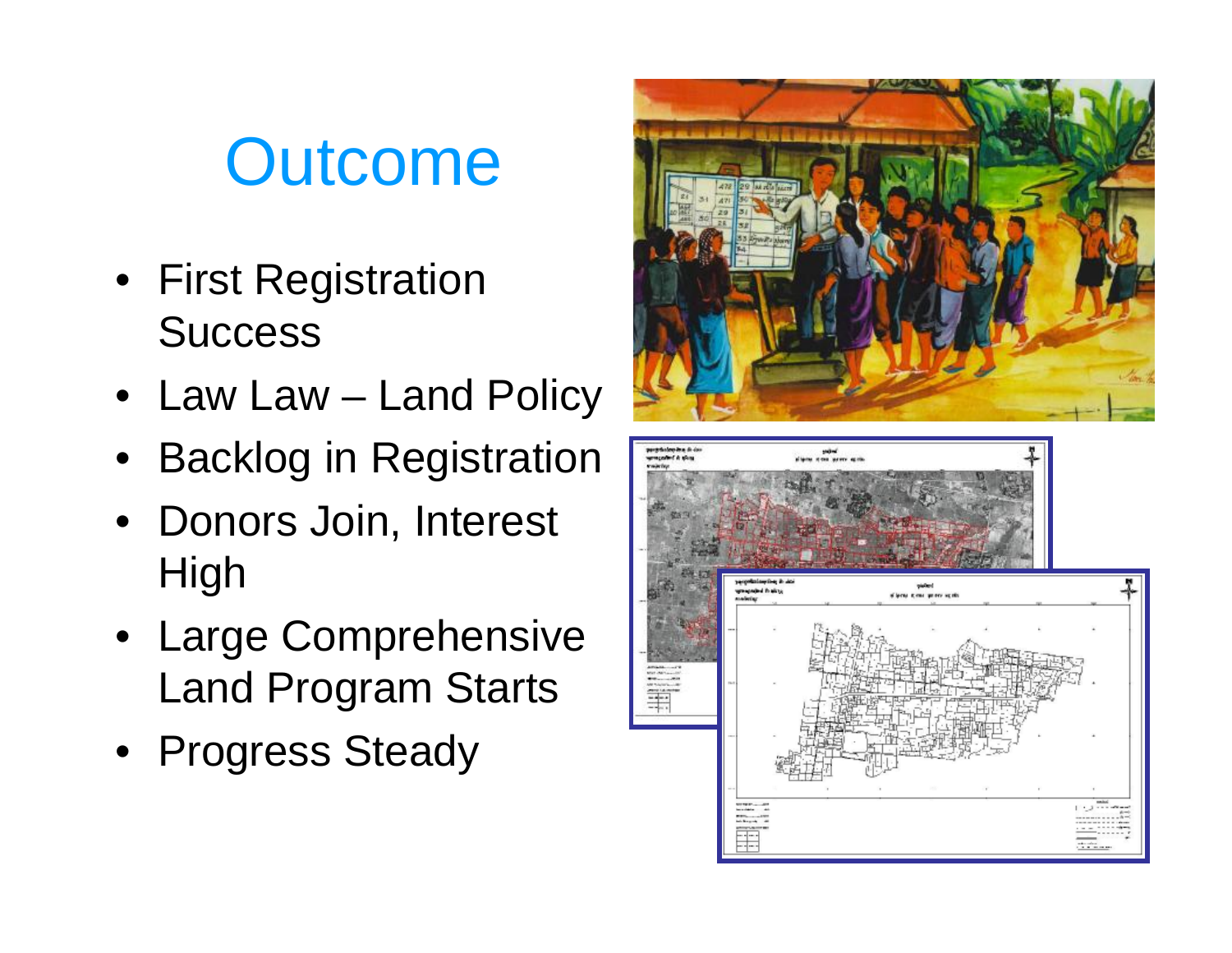# Outcome

- First Registration Success
- Law Law – Land Policy
- Backlog in Registration
- Donors Join, Interest High
- Large Comprehensive Land Program Starts
- Progress Steady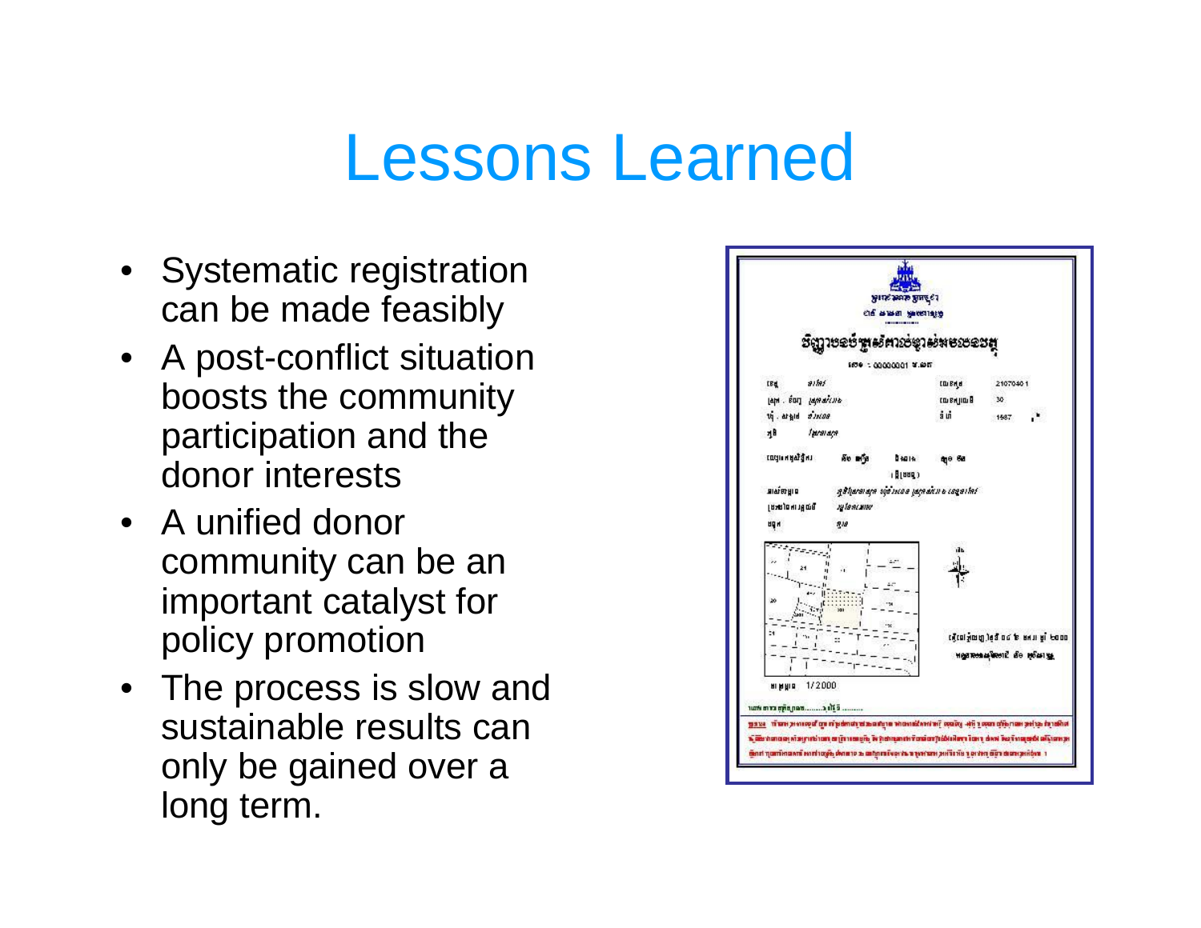# Lessons Learned

- Systematic registration can be made feasibly
- A post-conflict situation boosts the community participation and the donor interests
- A unified donor community can be an important catalyst for policy promotion
- The process is slow and sustainable results can only be gained over a long term.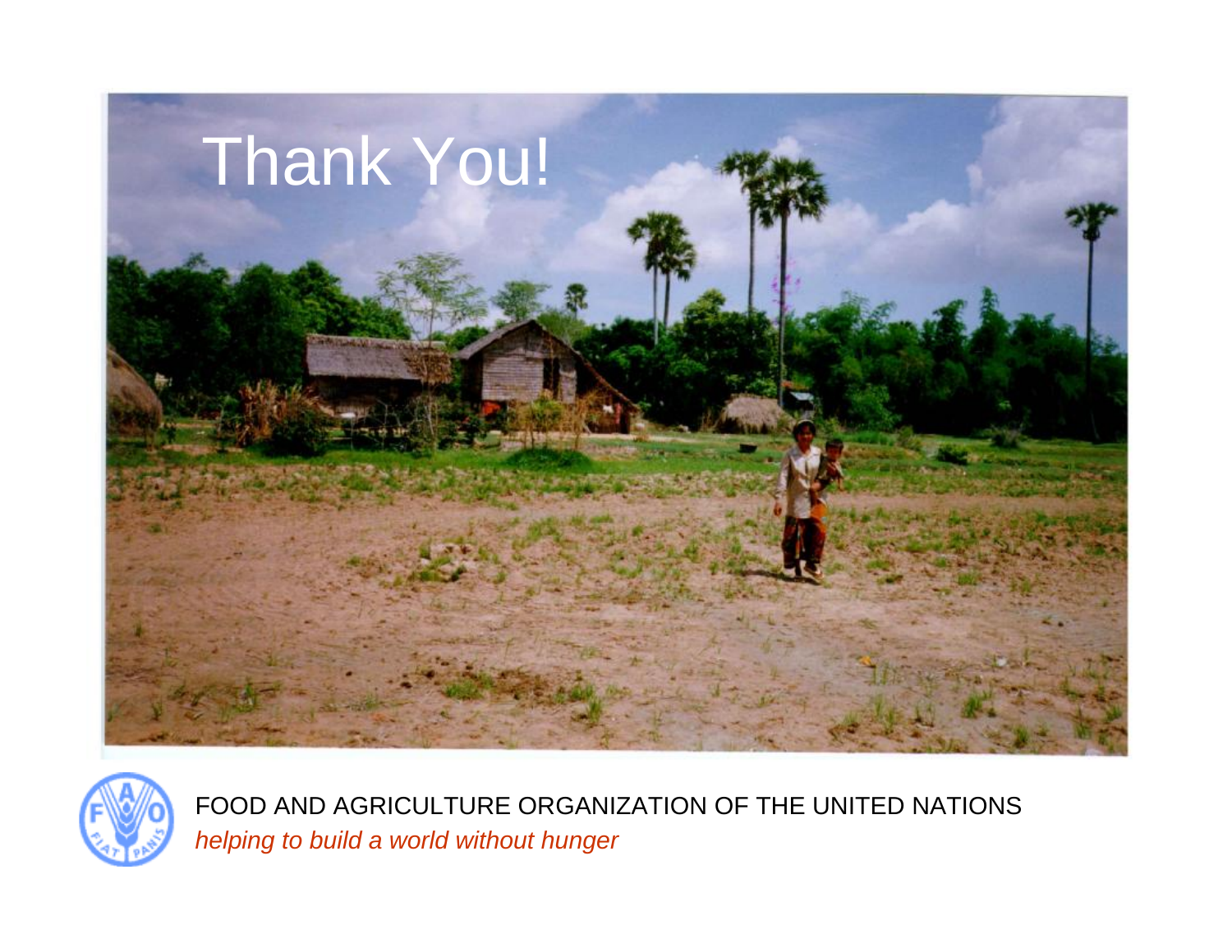# Thank You!

FOOD AND AGRICULTURE ORGANIZATION OF THE UNITED NATIONS

*helping to build a world without hunger*